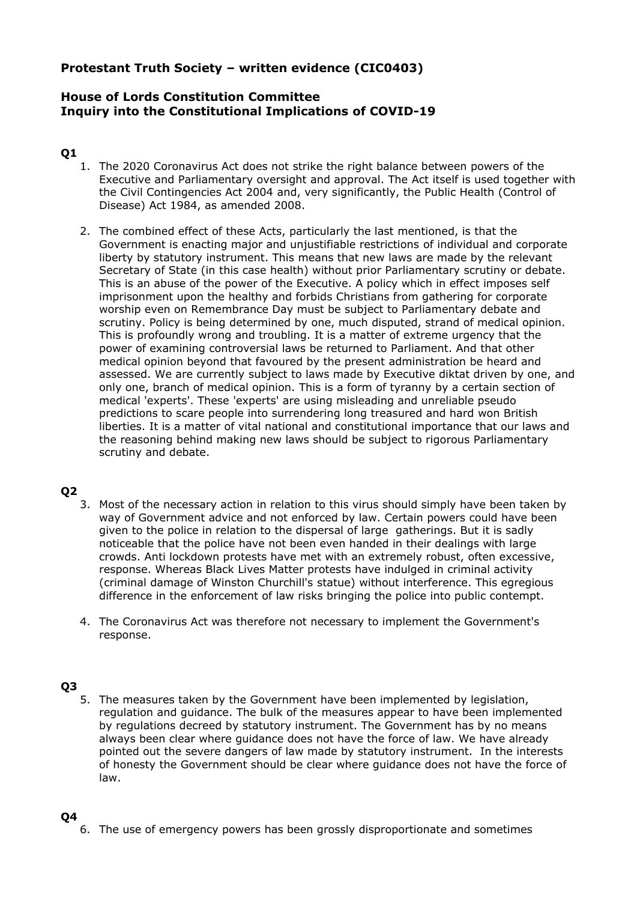**Protestant Truth Society – written evidence (CIC0403)**

**House of Lords Constitution Committee**
**Inquiry into the Constitutional Implications of COVID-19**

**Q1**

1. The 2020 Coronavirus Act does not strike the right balance between powers of the Executive and Parliamentary oversight and approval. The Act itself is used together with the Civil Contingencies Act 2004 and, very significantly, the Public Health (Control of Disease) Act 1984, as amended 2008.

2. The combined effect of these Acts, particularly the last mentioned, is that the Government is enacting major and unjustifiable restrictions of individual and corporate liberty by statutory instrument. This means that new laws are made by the relevant Secretary of State (in this case health) without prior Parliamentary scrutiny or debate. This is an abuse of the power of the Executive. A policy which in effect imposes self imprisonment upon the healthy and forbids Christians from gathering for corporate worship even on Remembrance Day must be subject to Parliamentary debate and scrutiny. Policy is being determined by one, much disputed, strand of medical opinion. This is profoundly wrong and troubling. It is a matter of extreme urgency that the power of examining controversial laws be returned to Parliament. And that other medical opinion beyond that favoured by the present administration be heard and assessed. We are currently subject to laws made by Executive diktat driven by one, and only one, branch of medical opinion. This is a form of tyranny by a certain section of medical 'experts'. These 'experts' are using misleading and unreliable pseudo predictions to scare people into surrendering long treasured and hard won British liberties. It is a matter of vital national and constitutional importance that our laws and the reasoning behind making new laws should be subject to rigorous Parliamentary scrutiny and debate.

**Q2**

3. Most of the necessary action in relation to this virus should simply have been taken by way of Government advice and not enforced by law. Certain powers could have been given to the police in relation to the dispersal of large gatherings. But it is sadly noticeable that the police have not been even handed in their dealings with large crowds. Anti lockdown protests have met with an extremely robust, often excessive, response. Whereas Black Lives Matter protests have indulged in criminal activity (criminal damage of Winston Churchill's statue) without interference. This egregious difference in the enforcement of law risks bringing the police into public contempt.

4. The Coronavirus Act was therefore not necessary to implement the Government's response.

**Q3**

5. The measures taken by the Government have been implemented by legislation, regulation and guidance. The bulk of the measures appear to have been implemented by regulations decreed by statutory instrument. The Government has by no means always been clear where guidance does not have the force of law. We have already pointed out the severe dangers of law made by statutory instrument. In the interests of honesty the Government should be clear where guidance does not have the force of law.

**Q4**

6. The use of emergency powers has been grossly disproportionate and sometimes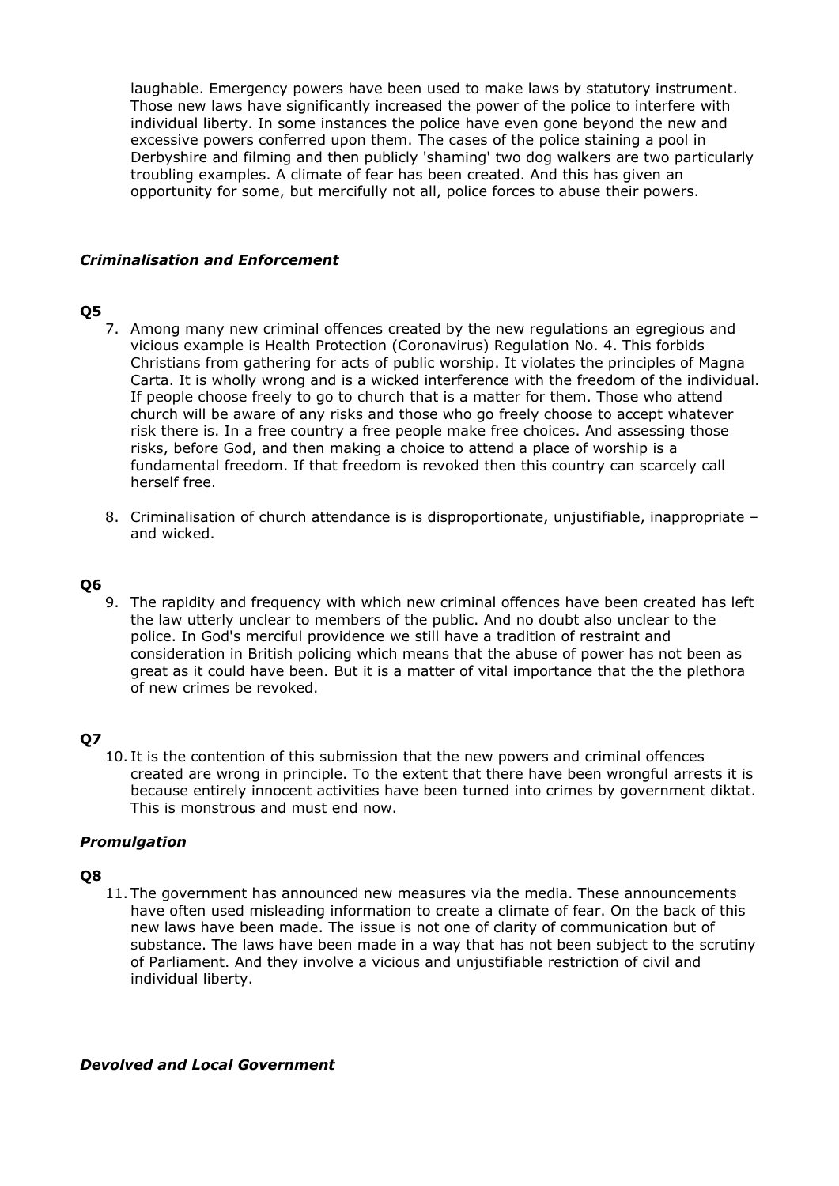laughable. Emergency powers have been used to make laws by statutory instrument. Those new laws have significantly increased the power of the police to interfere with individual liberty. In some instances the police have even gone beyond the new and excessive powers conferred upon them. The cases of the police staining a pool in Derbyshire and filming and then publicly 'shaming' two dog walkers are two particularly troubling examples. A climate of fear has been created. And this has given an opportunity for some, but mercifully not all, police forces to abuse their powers.

### *Criminalisation and Enforcement*

**Q5**

7. Among many new criminal offences created by the new regulations an egregious and vicious example is Health Protection (Coronavirus) Regulation No. 4. This forbids Christians from gathering for acts of public worship. It violates the principles of Magna Carta. It is wholly wrong and is a wicked interference with the freedom of the individual. If people choose freely to go to church that is a matter for them. Those who attend church will be aware of any risks and those who go freely choose to accept whatever risk there is. In a free country a free people make free choices. And assessing those risks, before God, and then making a choice to attend a place of worship is a fundamental freedom. If that freedom is revoked then this country can scarcely call herself free.

8. Criminalisation of church attendance is is disproportionate, unjustifiable, inappropriate – and wicked.

**Q6**

9. The rapidity and frequency with which new criminal offences have been created has left the law utterly unclear to members of the public. And no doubt also unclear to the police. In God's merciful providence we still have a tradition of restraint and consideration in British policing which means that the abuse of power has not been as great as it could have been. But it is a matter of vital importance that the the plethora of new crimes be revoked.

**Q7**

10. It is the contention of this submission that the new powers and criminal offences created are wrong in principle. To the extent that there have been wrongful arrests it is because entirely innocent activities have been turned into crimes by government diktat. This is monstrous and must end now.

### *Promulgation*

**Q8**

11. The government has announced new measures via the media. These announcements have often used misleading information to create a climate of fear. On the back of this new laws have been made. The issue is not one of clarity of communication but of substance. The laws have been made in a way that has not been subject to the scrutiny of Parliament. And they involve a vicious and unjustifiable restriction of civil and individual liberty.

### *Devolved and Local Government*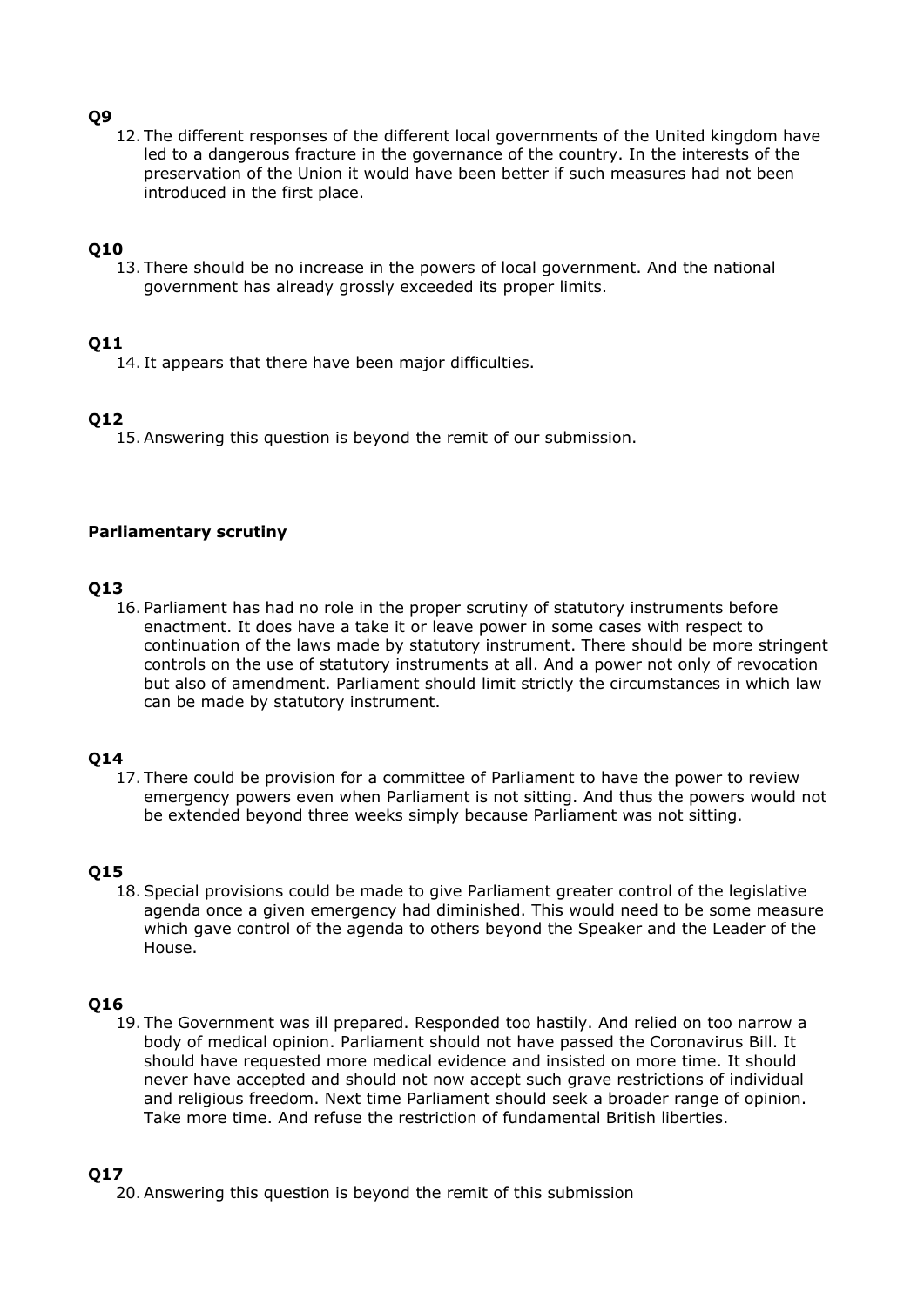**Q9**

12. The different responses of the different local governments of the United kingdom have led to a dangerous fracture in the governance of the country. In the interests of the preservation of the Union it would have been better if such measures had not been introduced in the first place.

**Q10**

13. There should be no increase in the powers of local government. And the national government has already grossly exceeded its proper limits.

**Q11**

14. It appears that there have been major difficulties.

**Q12**

15. Answering this question is beyond the remit of our submission.

**Parliamentary scrutiny**

**Q13**

16. Parliament has had no role in the proper scrutiny of statutory instruments before enactment. It does have a take it or leave power in some cases with respect to continuation of the laws made by statutory instrument. There should be more stringent controls on the use of statutory instruments at all. And a power not only of revocation but also of amendment. Parliament should limit strictly the circumstances in which law can be made by statutory instrument.

**Q14**

17. There could be provision for a committee of Parliament to have the power to review emergency powers even when Parliament is not sitting. And thus the powers would not be extended beyond three weeks simply because Parliament was not sitting.

**Q15**

18. Special provisions could be made to give Parliament greater control of the legislative agenda once a given emergency had diminished. This would need to be some measure which gave control of the agenda to others beyond the Speaker and the Leader of the House.

**Q16**

19. The Government was ill prepared. Responded too hastily. And relied on too narrow a body of medical opinion. Parliament should not have passed the Coronavirus Bill. It should have requested more medical evidence and insisted on more time. It should never have accepted and should not now accept such grave restrictions of individual and religious freedom. Next time Parliament should seek a broader range of opinion. Take more time. And refuse the restriction of fundamental British liberties.

**Q17**

20. Answering this question is beyond the remit of this submission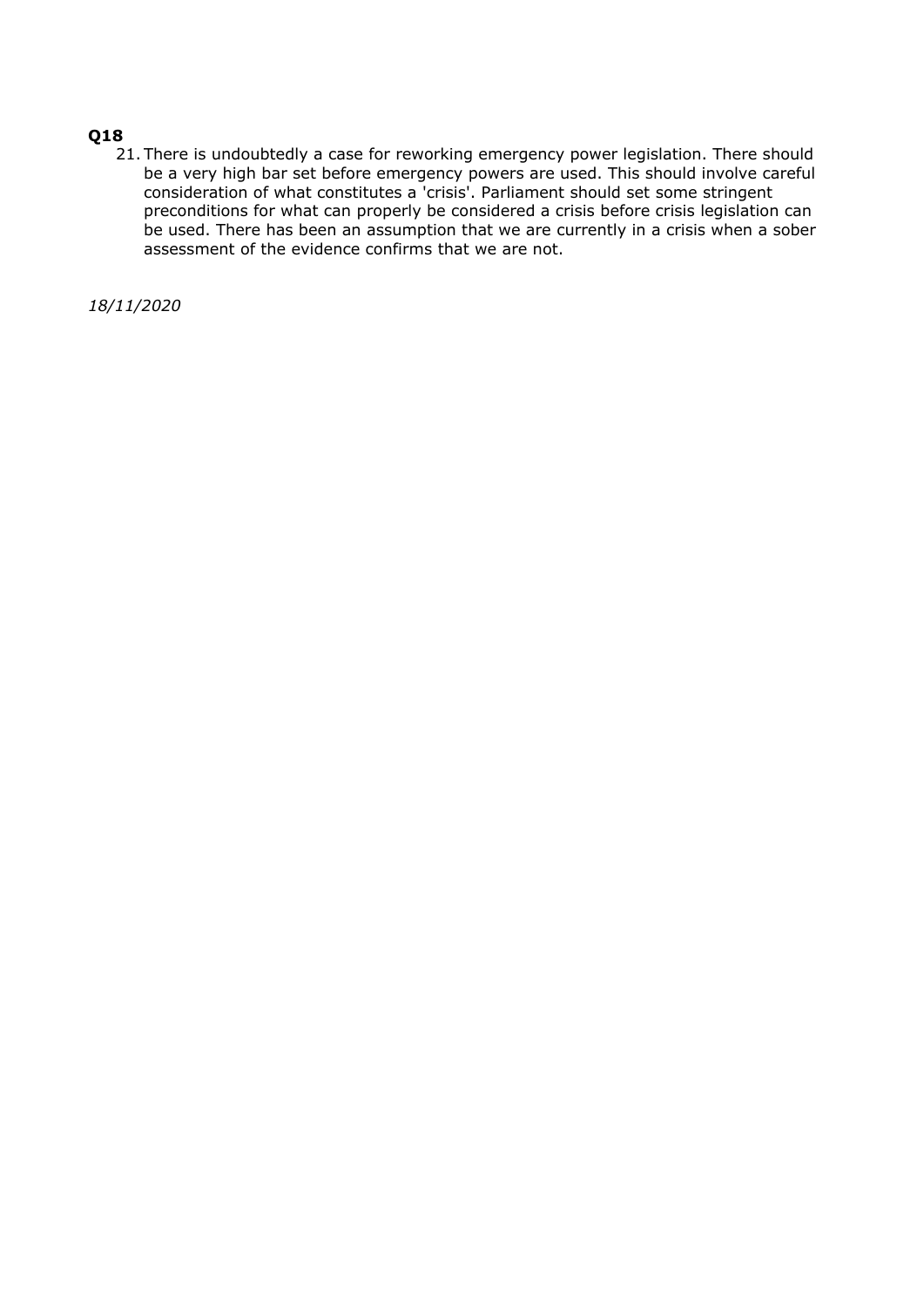**Q18**

21. There is undoubtedly a case for reworking emergency power legislation. There should be a very high bar set before emergency powers are used. This should involve careful consideration of what constitutes a 'crisis'. Parliament should set some stringent preconditions for what can properly be considered a crisis before crisis legislation can be used. There has been an assumption that we are currently in a crisis when a sober assessment of the evidence confirms that we are not.

*18/11/2020*